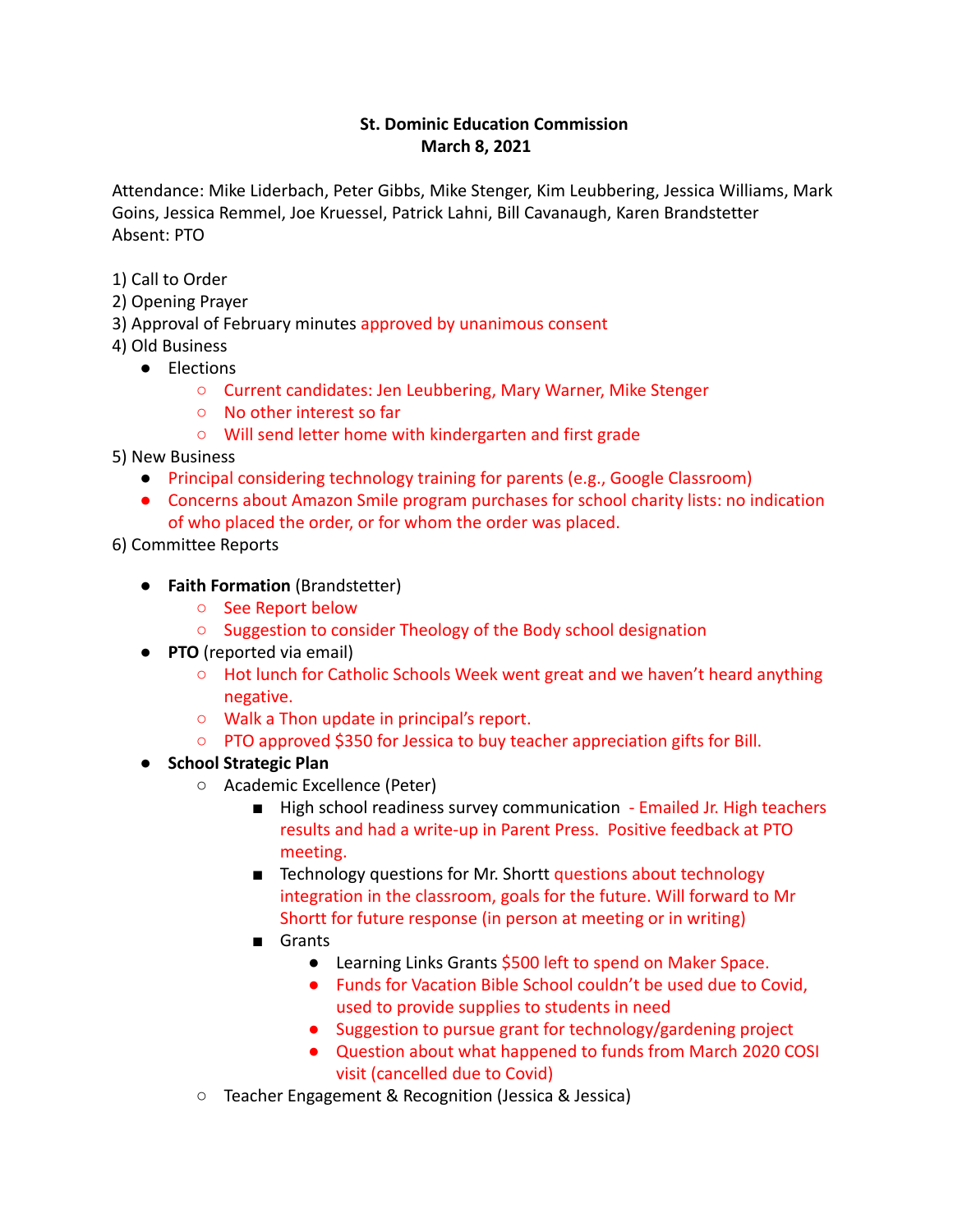**St. Dominic Education Commission**
**March 8, 2021**

Attendance: Mike Liderbach, Peter Gibbs, Mike Stenger, Kim Leubbering, Jessica Williams, Mark Goins, Jessica Remmel, Joe Kruessel, Patrick Lahni, Bill Cavanaugh, Karen Brandstetter
Absent: PTO

1) Call to Order
2) Opening Prayer
3) Approval of February minutes approved by unanimous consent
4) Old Business
    - Elections
        - Current candidates: Jen Leubbering, Mary Warner, Mike Stenger
        - No other interest so far
        - Will send letter home with kindergarten and first grade
5) New Business
    - Principal considering technology training for parents (e.g., Google Classroom)
    - Concerns about Amazon Smile program purchases for school charity lists: no indication of who placed the order, or for whom the order was placed.
6) Committee Reports
    - **Faith Formation** (Brandstetter)
        - See Report below
        - Suggestion to consider Theology of the Body school designation
    - **PTO** (reported via email)
        - Hot lunch for Catholic Schools Week went great and we haven't heard anything negative.
        - Walk a Thon update in principal's report.
        - PTO approved $350 for Jessica to buy teacher appreciation gifts for Bill.
    - **School Strategic Plan**
        - Academic Excellence (Peter)
            - High school readiness survey communication - Emailed Jr. High teachers results and had a write-up in Parent Press. Positive feedback at PTO meeting.
            - Technology questions for Mr. Shortt questions about technology integration in the classroom, goals for the future. Will forward to Mr Shortt for future response (in person at meeting or in writing)
            - Grants
                - Learning Links Grants $500 left to spend on Maker Space.
                - Funds for Vacation Bible School couldn't be used due to Covid, used to provide supplies to students in need
                - Suggestion to pursue grant for technology/gardening project
                - Question about what happened to funds from March 2020 COSI visit (cancelled due to Covid)
        - Teacher Engagement & Recognition (Jessica & Jessica)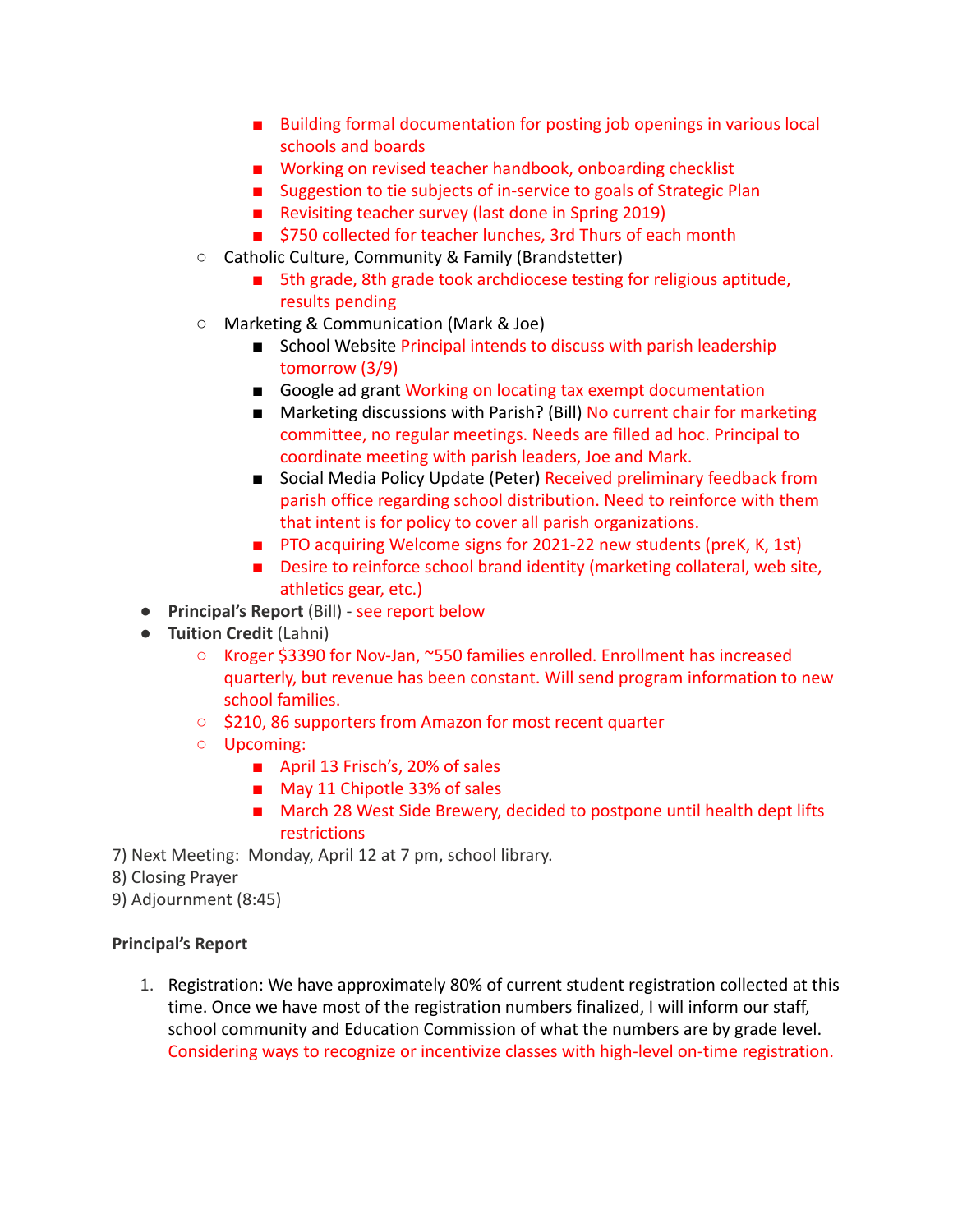- Building formal documentation for posting job openings in various local schools and boards
        - Working on revised teacher handbook, onboarding checklist
        - Suggestion to tie subjects of in-service to goals of Strategic Plan
        - Revisiting teacher survey (last done in Spring 2019)
        - $750 collected for teacher lunches, 3rd Thurs of each month
    - Catholic Culture, Community & Family (Brandstetter)
        - 5th grade, 8th grade took archdiocese testing for religious aptitude, results pending
    - Marketing & Communication (Mark & Joe)
        - School Website Principal intends to discuss with parish leadership tomorrow (3/9)
        - Google ad grant Working on locating tax exempt documentation
        - Marketing discussions with Parish? (Bill) No current chair for marketing committee, no regular meetings. Needs are filled ad hoc. Principal to coordinate meeting with parish leaders, Joe and Mark.
        - Social Media Policy Update (Peter) Received preliminary feedback from parish office regarding school distribution. Need to reinforce with them that intent is for policy to cover all parish organizations.
        - PTO acquiring Welcome signs for 2021-22 new students (preK, K, 1st)
        - Desire to reinforce school brand identity (marketing collateral, web site, athletics gear, etc.)
- **Principal's Report** (Bill) - see report below
- **Tuition Credit** (Lahni)
    - Kroger $3390 for Nov-Jan, ~550 families enrolled. Enrollment has increased quarterly, but revenue has been constant. Will send program information to new school families.
    - $210, 86 supporters from Amazon for most recent quarter
    - Upcoming:
        - April 13 Frisch's, 20% of sales
        - May 11 Chipotle 33% of sales
        - March 28 West Side Brewery, decided to postpone until health dept lifts restrictions

7) Next Meeting: Monday, April 12 at 7 pm, school library.
8) Closing Prayer
9) Adjournment (8:45)

**Principal's Report**

1. Registration: We have approximately 80% of current student registration collected at this time. Once we have most of the registration numbers finalized, I will inform our staff, school community and Education Commission of what the numbers are by grade level. Considering ways to recognize or incentivize classes with high-level on-time registration.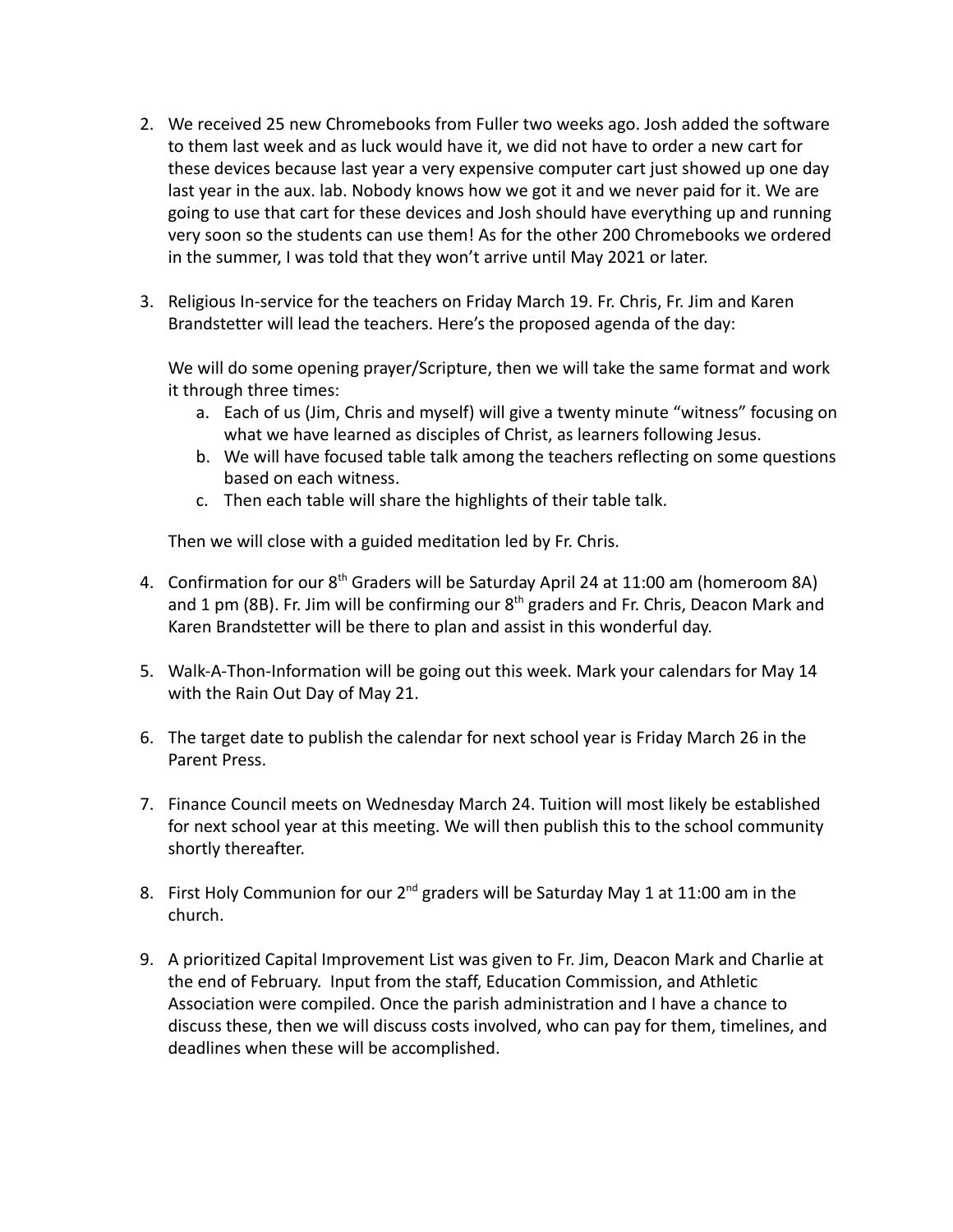2. We received 25 new Chromebooks from Fuller two weeks ago. Josh added the software to them last week and as luck would have it, we did not have to order a new cart for these devices because last year a very expensive computer cart just showed up one day last year in the aux. lab. Nobody knows how we got it and we never paid for it. We are going to use that cart for these devices and Josh should have everything up and running very soon so the students can use them! As for the other 200 Chromebooks we ordered in the summer, I was told that they won't arrive until May 2021 or later.

3. Religious In-service for the teachers on Friday March 19. Fr. Chris, Fr. Jim and Karen Brandstetter will lead the teachers. Here's the proposed agenda of the day:

   We will do some opening prayer/Scripture, then we will take the same format and work it through three times:

   a. Each of us (Jim, Chris and myself) will give a twenty minute "witness" focusing on what we have learned as disciples of Christ, as learners following Jesus.
   b. We will have focused table talk among the teachers reflecting on some questions based on each witness.
   c. Then each table will share the highlights of their table talk.

   Then we will close with a guided meditation led by Fr. Chris.

4. Confirmation for our 8th Graders will be Saturday April 24 at 11:00 am (homeroom 8A) and 1 pm (8B). Fr. Jim will be confirming our 8th graders and Fr. Chris, Deacon Mark and Karen Brandstetter will be there to plan and assist in this wonderful day.

5. Walk-A-Thon-Information will be going out this week. Mark your calendars for May 14 with the Rain Out Day of May 21.

6. The target date to publish the calendar for next school year is Friday March 26 in the Parent Press.

7. Finance Council meets on Wednesday March 24. Tuition will most likely be established for next school year at this meeting. We will then publish this to the school community shortly thereafter.

8. First Holy Communion for our 2nd graders will be Saturday May 1 at 11:00 am in the church.

9. A prioritized Capital Improvement List was given to Fr. Jim, Deacon Mark and Charlie at the end of February. Input from the staff, Education Commission, and Athletic Association were compiled. Once the parish administration and I have a chance to discuss these, then we will discuss costs involved, who can pay for them, timelines, and deadlines when these will be accomplished.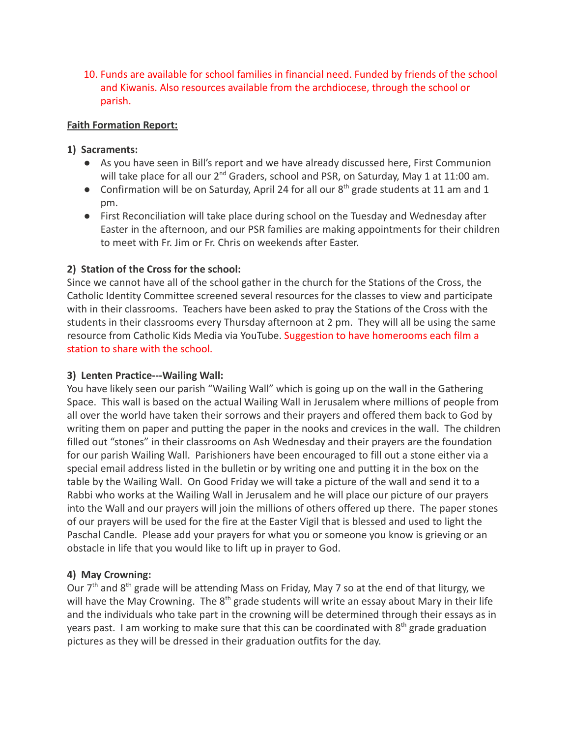10. Funds are available for school families in financial need. Funded by friends of the school and Kiwanis. Also resources available from the archdiocese, through the school or parish.

**Faith Formation Report:**

**1) Sacraments:**

- As you have seen in Bill's report and we have already discussed here, First Communion will take place for all our 2nd Graders, school and PSR, on Saturday, May 1 at 11:00 am.
- Confirmation will be on Saturday, April 24 for all our 8th grade students at 11 am and 1 pm.
- First Reconciliation will take place during school on the Tuesday and Wednesday after Easter in the afternoon, and our PSR families are making appointments for their children to meet with Fr. Jim or Fr. Chris on weekends after Easter.

**2) Station of the Cross for the school:**

Since we cannot have all of the school gather in the church for the Stations of the Cross, the Catholic Identity Committee screened several resources for the classes to view and participate with in their classrooms. Teachers have been asked to pray the Stations of the Cross with the students in their classrooms every Thursday afternoon at 2 pm. They will all be using the same resource from Catholic Kids Media via YouTube. Suggestion to have homerooms each film a station to share with the school.

**3) Lenten Practice---Wailing Wall:**

You have likely seen our parish "Wailing Wall" which is going up on the wall in the Gathering Space. This wall is based on the actual Wailing Wall in Jerusalem where millions of people from all over the world have taken their sorrows and their prayers and offered them back to God by writing them on paper and putting the paper in the nooks and crevices in the wall. The children filled out "stones" in their classrooms on Ash Wednesday and their prayers are the foundation for our parish Wailing Wall. Parishioners have been encouraged to fill out a stone either via a special email address listed in the bulletin or by writing one and putting it in the box on the table by the Wailing Wall. On Good Friday we will take a picture of the wall and send it to a Rabbi who works at the Wailing Wall in Jerusalem and he will place our picture of our prayers into the Wall and our prayers will join the millions of others offered up there. The paper stones of our prayers will be used for the fire at the Easter Vigil that is blessed and used to light the Paschal Candle. Please add your prayers for what you or someone you know is grieving or an obstacle in life that you would like to lift up in prayer to God.

**4) May Crowning:**

Our 7th and 8th grade will be attending Mass on Friday, May 7 so at the end of that liturgy, we will have the May Crowning. The 8th grade students will write an essay about Mary in their life and the individuals who take part in the crowning will be determined through their essays as in years past. I am working to make sure that this can be coordinated with 8th grade graduation pictures as they will be dressed in their graduation outfits for the day.